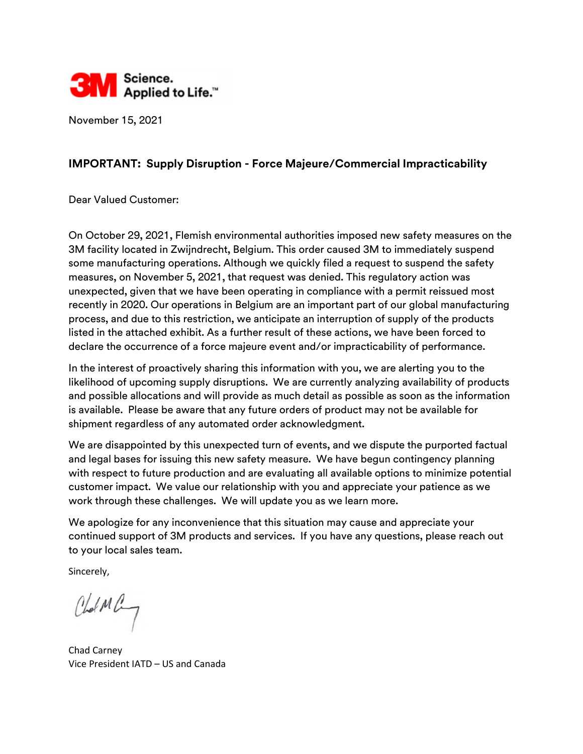3M Science. Applied to Life.™

November 15, 2021

**IMPORTANT: Supply Disruption - Force Majeure/Commercial Impracticability**

Dear Valued Customer:

On October 29, 2021, Flemish environmental authorities imposed new safety measures on the 3M facility located in Zwijndrecht, Belgium. This order caused 3M to immediately suspend some manufacturing operations. Although we quickly filed a request to suspend the safety measures, on November 5, 2021, that request was denied. This regulatory action was unexpected, given that we have been operating in compliance with a permit reissued most recently in 2020. Our operations in Belgium are an important part of our global manufacturing process, and due to this restriction, we anticipate an interruption of supply of the products listed in the attached exhibit. As a further result of these actions, we have been forced to declare the occurrence of a force majeure event and/or impracticability of performance.

In the interest of proactively sharing this information with you, we are alerting you to the likelihood of upcoming supply disruptions. We are currently analyzing availability of products and possible allocations and will provide as much detail as possible as soon as the information is available. Please be aware that any future orders of product may not be available for shipment regardless of any automated order acknowledgment.

We are disappointed by this unexpected turn of events, and we dispute the purported factual and legal bases for issuing this new safety measure. We have begun contingency planning with respect to future production and are evaluating all available options to minimize potential customer impact. We value our relationship with you and appreciate your patience as we work through these challenges. We will update you as we learn more.

We apologize for any inconvenience that this situation may cause and appreciate your continued support of 3M products and services. If you have any questions, please reach out to your local sales team.

Sincerely,

Chad Carney
Vice President IATD – US and Canada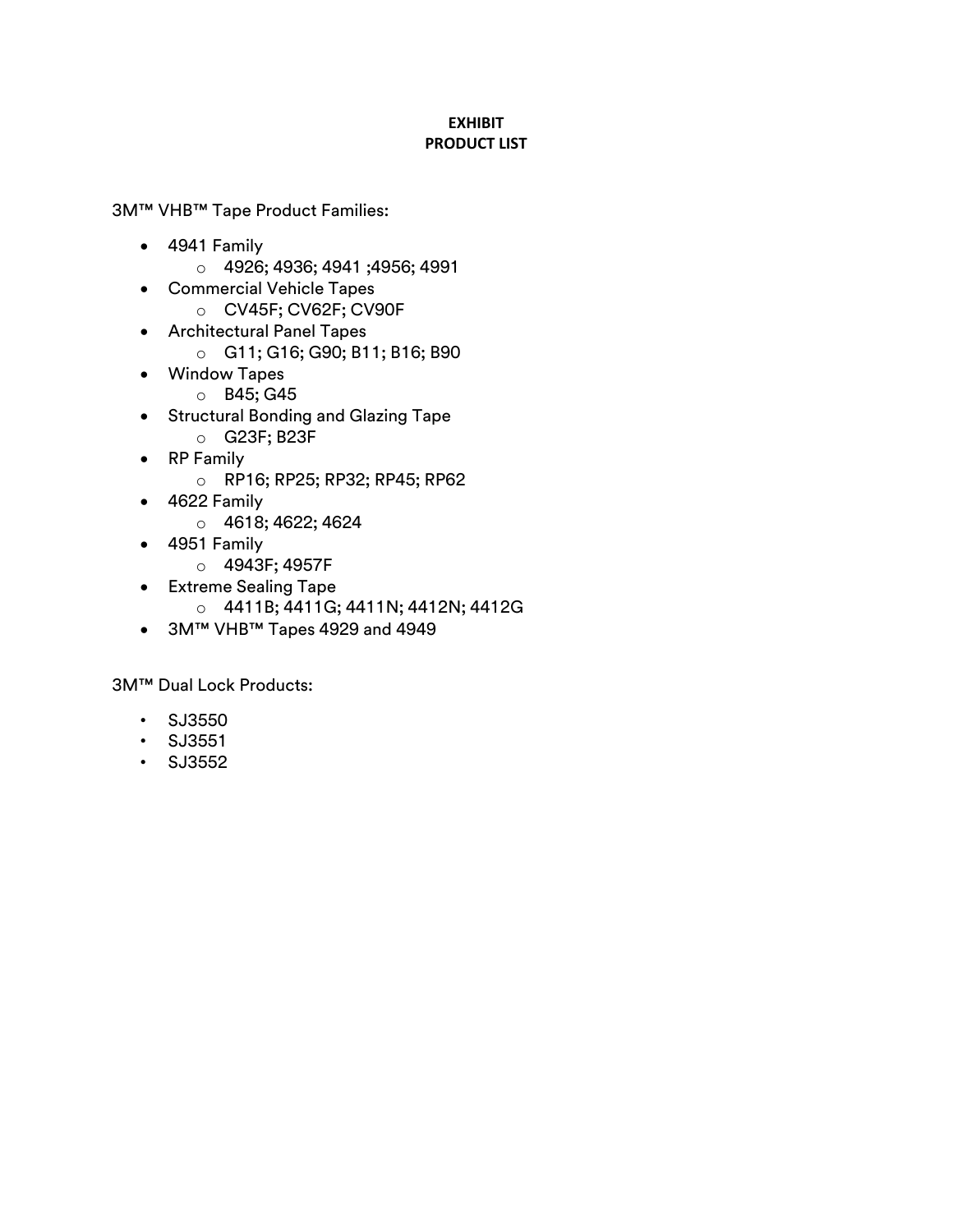**EXHIBIT**
**PRODUCT LIST**

3M™ VHB™ Tape Product Families:

- 4941 Family
  - 4926; 4936; 4941 ;4956; 4991
- Commercial Vehicle Tapes
  - CV45F; CV62F; CV90F
- Architectural Panel Tapes
  - G11; G16; G90; B11; B16; B90
- Window Tapes
  - B45; G45
- Structural Bonding and Glazing Tape
  - G23F; B23F
- RP Family
  - RP16; RP25; RP32; RP45; RP62
- 4622 Family
  - 4618; 4622; 4624
- 4951 Family
  - 4943F; 4957F
- Extreme Sealing Tape
  - 4411B; 4411G; 4411N; 4412N; 4412G
- 3M™ VHB™ Tapes 4929 and 4949

3M™ Dual Lock Products:

- SJ3550
- SJ3551
- SJ3552